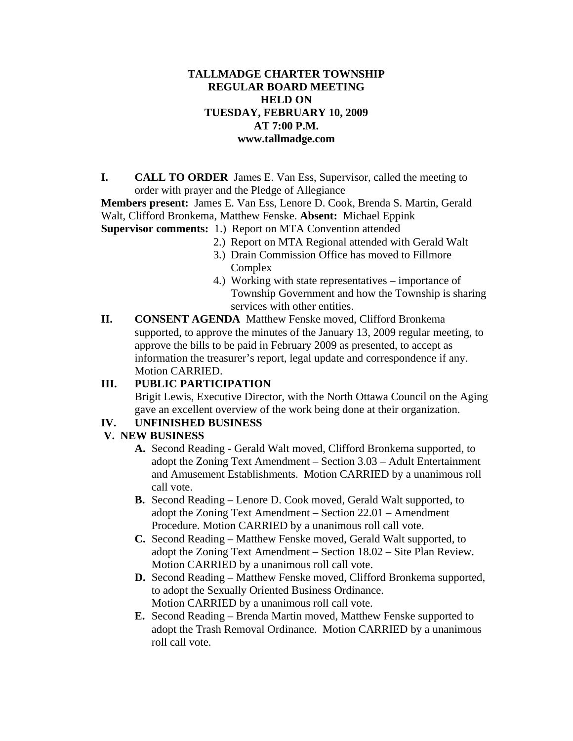# TALLMADGE CHARTER TOWNSHIP
## REGULAR BOARD MEETING
## HELD ON
## TUESDAY, FEBRUARY 10, 2009
## AT 7:00 P.M.
## www.tallmadge.com

**I. CALL TO ORDER** James E. Van Ess, Supervisor, called the meeting to order with prayer and the Pledge of Allegiance

**Members present:** James E. Van Ess, Lenore D. Cook, Brenda S. Martin, Gerald Walt, Clifford Bronkema, Matthew Fenske. **Absent:** Michael Eppink

**Supervisor comments:**
1.) Report on MTA Convention attended
2.) Report on MTA Regional attended with Gerald Walt
3.) Drain Commission Office has moved to Fillmore Complex
4.) Working with state representatives – importance of Township Government and how the Township is sharing services with other entities.

**II. CONSENT AGENDA** Matthew Fenske moved, Clifford Bronkema supported, to approve the minutes of the January 13, 2009 regular meeting, to approve the bills to be paid in February 2009 as presented, to accept as information the treasurer's report, legal update and correspondence if any. Motion CARRIED.

**III. PUBLIC PARTICIPATION**

Brigit Lewis, Executive Director, with the North Ottawa Council on the Aging gave an excellent overview of the work being done at their organization.

**IV. UNFINISHED BUSINESS**

**V. NEW BUSINESS**

- **A.** Second Reading - Gerald Walt moved, Clifford Bronkema supported, to adopt the Zoning Text Amendment – Section 3.03 – Adult Entertainment and Amusement Establishments. Motion CARRIED by a unanimous roll call vote.
- **B.** Second Reading – Lenore D. Cook moved, Gerald Walt supported, to adopt the Zoning Text Amendment – Section 22.01 – Amendment Procedure. Motion CARRIED by a unanimous roll call vote.
- **C.** Second Reading – Matthew Fenske moved, Gerald Walt supported, to adopt the Zoning Text Amendment – Section 18.02 – Site Plan Review. Motion CARRIED by a unanimous roll call vote.
- **D.** Second Reading – Matthew Fenske moved, Clifford Bronkema supported, to adopt the Sexually Oriented Business Ordinance.
  Motion CARRIED by a unanimous roll call vote.
- **E.** Second Reading – Brenda Martin moved, Matthew Fenske supported to adopt the Trash Removal Ordinance. Motion CARRIED by a unanimous roll call vote.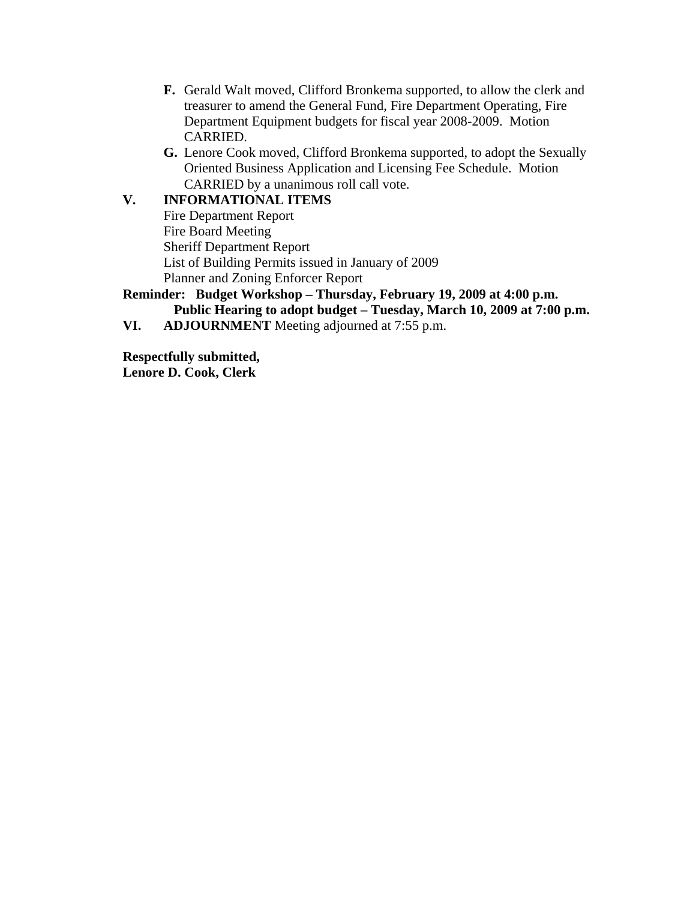- **F.** Gerald Walt moved, Clifford Bronkema supported, to allow the clerk and treasurer to amend the General Fund, Fire Department Operating, Fire Department Equipment budgets for fiscal year 2008-2009. Motion CARRIED.
- **G.** Lenore Cook moved, Clifford Bronkema supported, to adopt the Sexually Oriented Business Application and Licensing Fee Schedule. Motion CARRIED by a unanimous roll call vote.

**V. INFORMATIONAL ITEMS**

Fire Department Report
Fire Board Meeting
Sheriff Department Report
List of Building Permits issued in January of 2009
Planner and Zoning Enforcer Report

**Reminder: Budget Workshop – Thursday, February 19, 2009 at 4:00 p.m.**
**Public Hearing to adopt budget – Tuesday, March 10, 2009 at 7:00 p.m.**

**VI. ADJOURNMENT** Meeting adjourned at 7:55 p.m.

**Respectfully submitted,**
**Lenore D. Cook, Clerk**